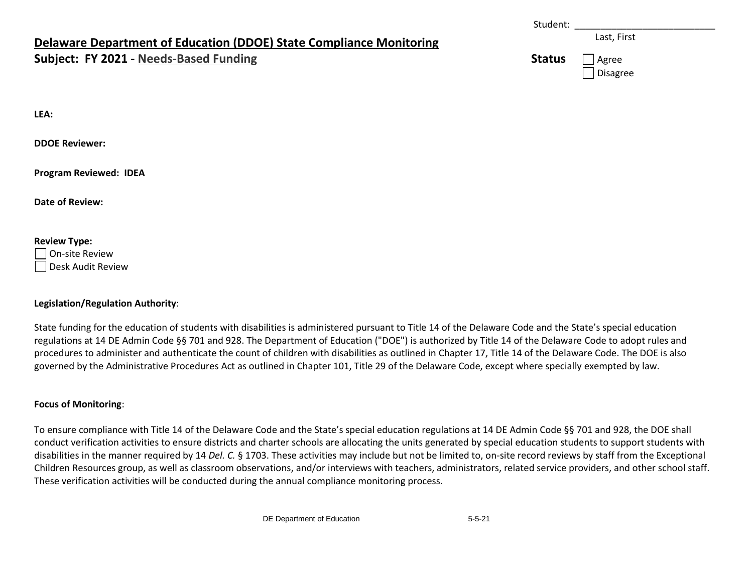Student: ___________________________
Last, First

**Status**
☐ Agree
☐ Disagree

# Delaware Department of Education (DDOE) State Compliance Monitoring

## Subject: FY 2021 - Needs-Based Funding

**LEA:**

**DDOE Reviewer:**

**Program Reviewed: IDEA**

**Date of Review:**

**Review Type:**
☐ On-site Review
☐ Desk Audit Review

**Legislation/Regulation Authority**:

State funding for the education of students with disabilities is administered pursuant to Title 14 of the Delaware Code and the State's special education regulations at 14 DE Admin Code §§ 701 and 928. The Department of Education ("DOE") is authorized by Title 14 of the Delaware Code to adopt rules and procedures to administer and authenticate the count of children with disabilities as outlined in Chapter 17, Title 14 of the Delaware Code. The DOE is also governed by the Administrative Procedures Act as outlined in Chapter 101, Title 29 of the Delaware Code, except where specially exempted by law.

**Focus of Monitoring**:

To ensure compliance with Title 14 of the Delaware Code and the State's special education regulations at 14 DE Admin Code §§ 701 and 928, the DOE shall conduct verification activities to ensure districts and charter schools are allocating the units generated by special education students to support students with disabilities in the manner required by 14 *Del. C.* § 1703. These activities may include but not be limited to, on-site record reviews by staff from the Exceptional Children Resources group, as well as classroom observations, and/or interviews with teachers, administrators, related service providers, and other school staff. These verification activities will be conducted during the annual compliance monitoring process.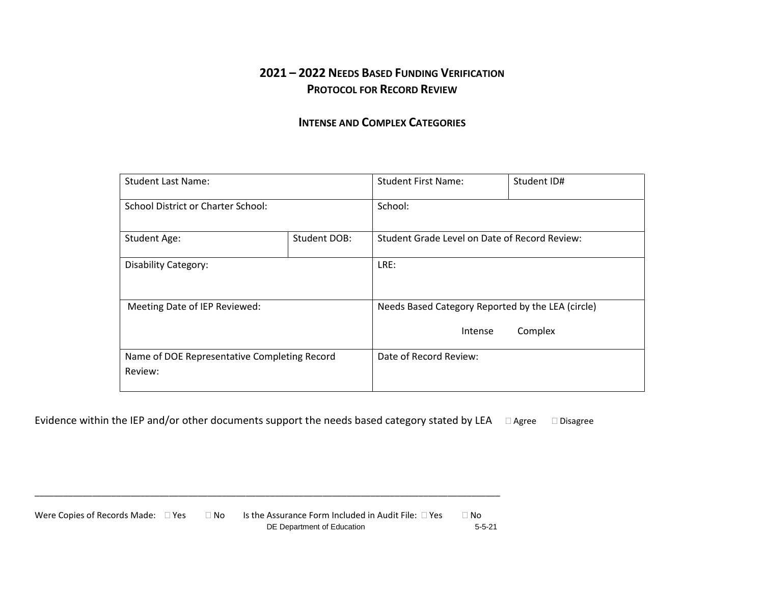# 2021 – 2022 Needs Based Funding Verification
## Protocol for Record Review

### Intense and Complex Categories

| Student Last Name: | | Student First Name: | Student ID# |
|---|---|---|---|
| School District or Charter School: | | School: | |
| Student Age: | Student DOB: | Student Grade Level on Date of Record Review: | |
| Disability Category: | | LRE: | |
| Meeting Date of IEP Reviewed: | | Needs Based Category Reported by the LEA (circle)<br><br>Intense Complex | |
| Name of DOE Representative Completing Record Review: | | Date of Record Review: | |

Evidence within the IEP and/or other documents support the needs based category stated by LEA ☐ Agree ☐ Disagree

_______________________________________________________________________________________________

Were Copies of Records Made: ☐ Yes ☐ No Is the Assurance Form Included in Audit File: ☐ Yes ☐ No

DE Department of Education 5-5-21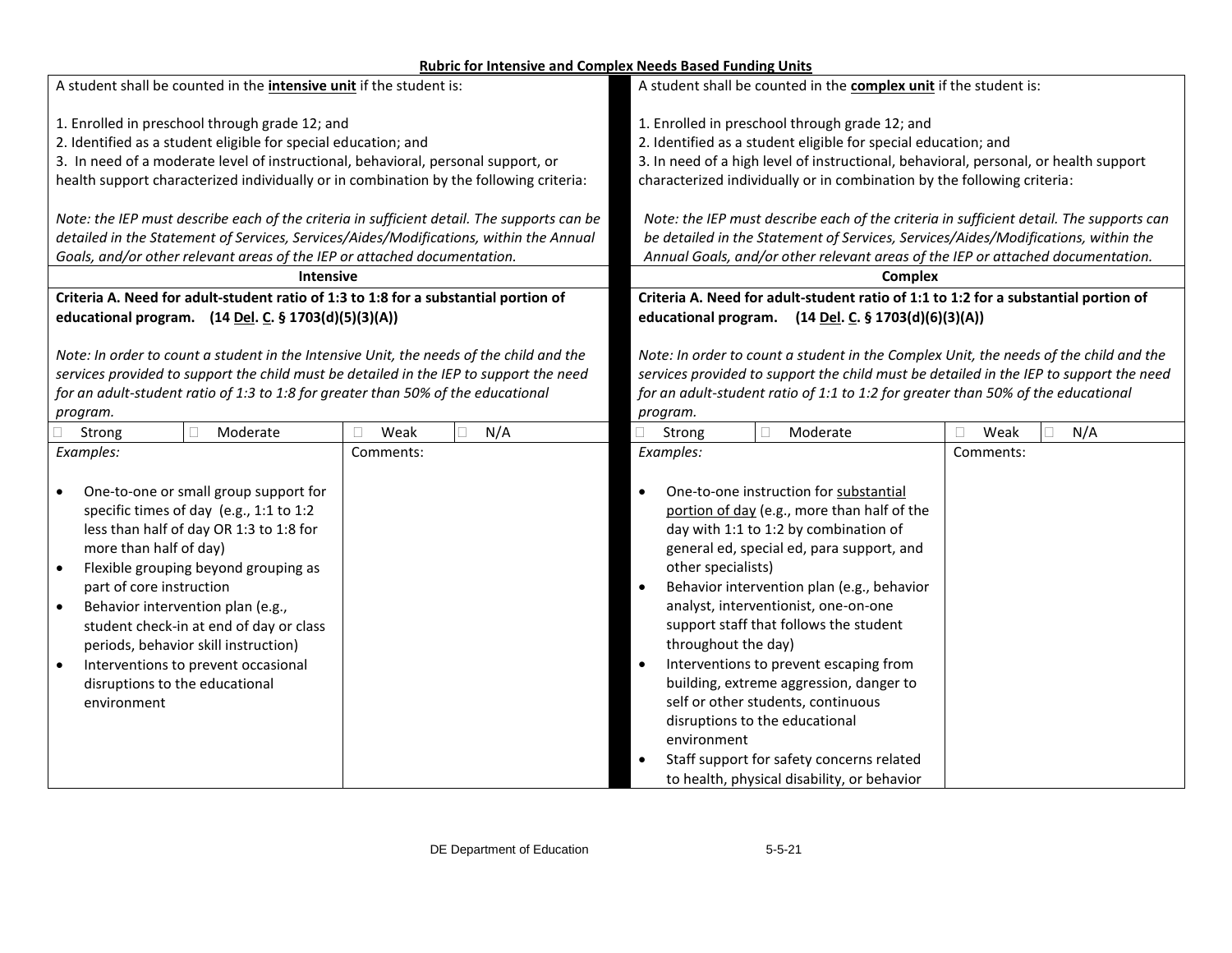### Rubric for Intensive and Complex Needs Based Funding Units

A student shall be counted in the **intensive unit** if the student is:

1. Enrolled in preschool through grade 12; and
2. Identified as a student eligible for special education; and
3. In need of a moderate level of instructional, behavioral, personal support, or health support characterized individually or in combination by the following criteria:

*Note: the IEP must describe each of the criteria in sufficient detail. The supports can be detailed in the Statement of Services, Services/Aides/Modifications, within the Annual Goals, and/or other relevant areas of the IEP or attached documentation.*

#### Intensive

**Criteria A. Need for adult-student ratio of 1:3 to 1:8 for a substantial portion of educational program. (14 Del. C. § 1703(d)(5)(3)(A))**

*Note: In order to count a student in the Intensive Unit, the needs of the child and the services provided to support the child must be detailed in the IEP to support the need for an adult-student ratio of 1:3 to 1:8 for greater than 50% of the educational program.*

| ☐ Strong | ☐ Moderate | ☐ Weak | ☐ N/A |
|---|---|---|---|

*Examples:*

- One-to-one or small group support for specific times of day (e.g., 1:1 to 1:2 less than half of day OR 1:3 to 1:8 for more than half of day)
- Flexible grouping beyond grouping as part of core instruction
- Behavior intervention plan (e.g., student check-in at end of day or class periods, behavior skill instruction)
- Interventions to prevent occasional disruptions to the educational environment

Comments:

A student shall be counted in the **complex unit** if the student is:

1. Enrolled in preschool through grade 12; and
2. Identified as a student eligible for special education; and
3. In need of a high level of instructional, behavioral, personal, or health support characterized individually or in combination by the following criteria:

*Note: the IEP must describe each of the criteria in sufficient detail. The supports can be detailed in the Statement of Services, Services/Aides/Modifications, within the Annual Goals, and/or other relevant areas of the IEP or attached documentation.*

#### Complex

**Criteria A. Need for adult-student ratio of 1:1 to 1:2 for a substantial portion of educational program. (14 Del. C. § 1703(d)(6)(3)(A))**

*Note: In order to count a student in the Complex Unit, the needs of the child and the services provided to support the child must be detailed in the IEP to support the need for an adult-student ratio of 1:1 to 1:2 for greater than 50% of the educational program.*

| ☐ Strong | ☐ Moderate | ☐ Weak | ☐ N/A |
|---|---|---|---|

*Examples:*

- One-to-one instruction for substantial portion of day (e.g., more than half of the day with 1:1 to 1:2 by combination of general ed, special ed, para support, and other specialists)
- Behavior intervention plan (e.g., behavior analyst, interventionist, one-on-one support staff that follows the student throughout the day)
- Interventions to prevent escaping from building, extreme aggression, danger to self or other students, continuous disruptions to the educational environment
- Staff support for safety concerns related to health, physical disability, or behavior

Comments: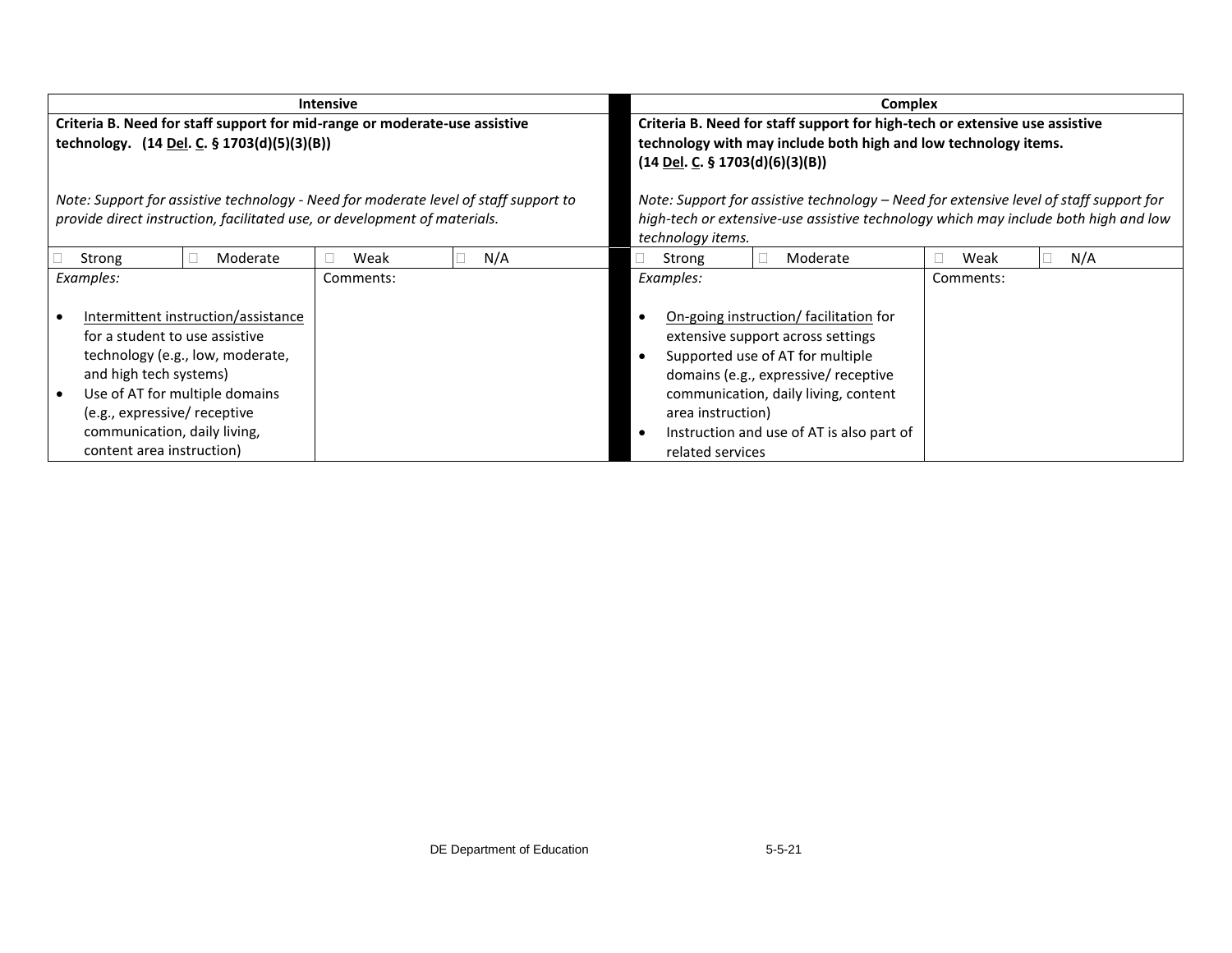| Intensive | | | | Complex | | | |
|---|---|---|---|---|---|---|---|
| **Criteria B. Need for staff support for mid-range or moderate-use assistive technology. (14 Del. C. § 1703(d)(5)(3)(B))**<br><br>*Note: Support for assistive technology - Need for moderate level of staff support to provide direct instruction, facilitated use, or development of materials.* | | | | **Criteria B. Need for staff support for high-tech or extensive use assistive technology with may include both high and low technology items. (14 Del. C. § 1703(d)(6)(3)(B))**<br><br>*Note: Support for assistive technology – Need for extensive level of staff support for high-tech or extensive-use assistive technology which may include both high and low technology items.* | | | |
| ☐ Strong | ☐ Moderate | ☐ Weak | ☐ N/A | ☐ Strong | ☐ Moderate | ☐ Weak | ☐ N/A |
| *Examples:*<br><br>• Intermittent instruction/assistance for a student to use assistive technology (e.g., low, moderate, and high tech systems)<br>• Use of AT for multiple domains (e.g., expressive/ receptive communication, daily living, content area instruction) | | Comments: | | *Examples:*<br><br>• On-going instruction/ facilitation for extensive support across settings<br>• Supported use of AT for multiple domains (e.g., expressive/ receptive communication, daily living, content area instruction)<br>• Instruction and use of AT is also part of related services | | Comments: | |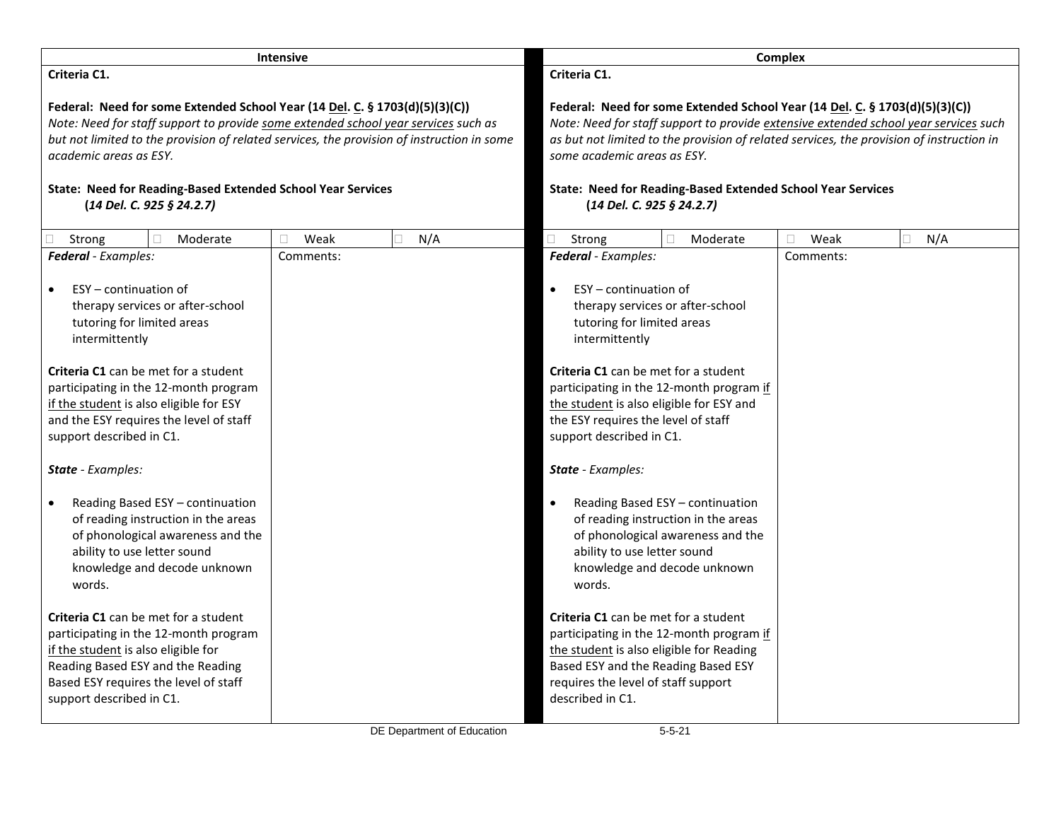| Intensive | | | | Complex | | | |
|---|---|---|---|---|---|---|---|
| **Criteria C1.**<br><br>**Federal: Need for some Extended School Year (14 Del. C. § 1703(d)(5)(3)(C))**<br>*Note: Need for staff support to provide some extended school year services such as but not limited to the provision of related services, the provision of instruction in some academic areas as ESY.*<br><br>**State: Need for Reading-Based Extended School Year Services (*14 Del. C. 925 § 24.2.7)*** | | | | **Criteria C1.**<br><br>**Federal: Need for some Extended School Year (14 Del. C. § 1703(d)(5)(3)(C))**<br>*Note: Need for staff support to provide extensive extended school year services such as but not limited to the provision of related services, the provision of instruction in some academic areas as ESY.*<br><br>**State: Need for Reading-Based Extended School Year Services (*14 Del. C. 925 § 24.2.7)*** | | | |
| ☐ Strong | ☐ Moderate | ☐ Weak | ☐ N/A | ☐ Strong | ☐ Moderate | ☐ Weak | ☐ N/A |
| ***Federal** - Examples:*<br><br>• ESY – continuation of therapy services or after-school tutoring for limited areas intermittently<br><br>**Criteria C1** can be met for a student participating in the 12-month program if the student is also eligible for ESY and the ESY requires the level of staff support described in C1.<br><br>***State** - Examples:*<br><br>• Reading Based ESY – continuation of reading instruction in the areas of phonological awareness and the ability to use letter sound knowledge and decode unknown words.<br><br>**Criteria C1** can be met for a student participating in the 12-month program if the student is also eligible for Reading Based ESY and the Reading Based ESY requires the level of staff support described in C1. | | Comments: | | ***Federal** - Examples:*<br><br>• ESY – continuation of therapy services or after-school tutoring for limited areas intermittently<br><br>**Criteria C1** can be met for a student participating in the 12-month program if the student is also eligible for ESY and the ESY requires the level of staff support described in C1.<br><br>***State** - Examples:*<br><br>• Reading Based ESY – continuation of reading instruction in the areas of phonological awareness and the ability to use letter sound knowledge and decode unknown words.<br><br>**Criteria C1** can be met for a student participating in the 12-month program if the student is also eligible for Reading Based ESY and the Reading Based ESY requires the level of staff support described in C1. | | Comments: | |

DE Department of Education 5-5-21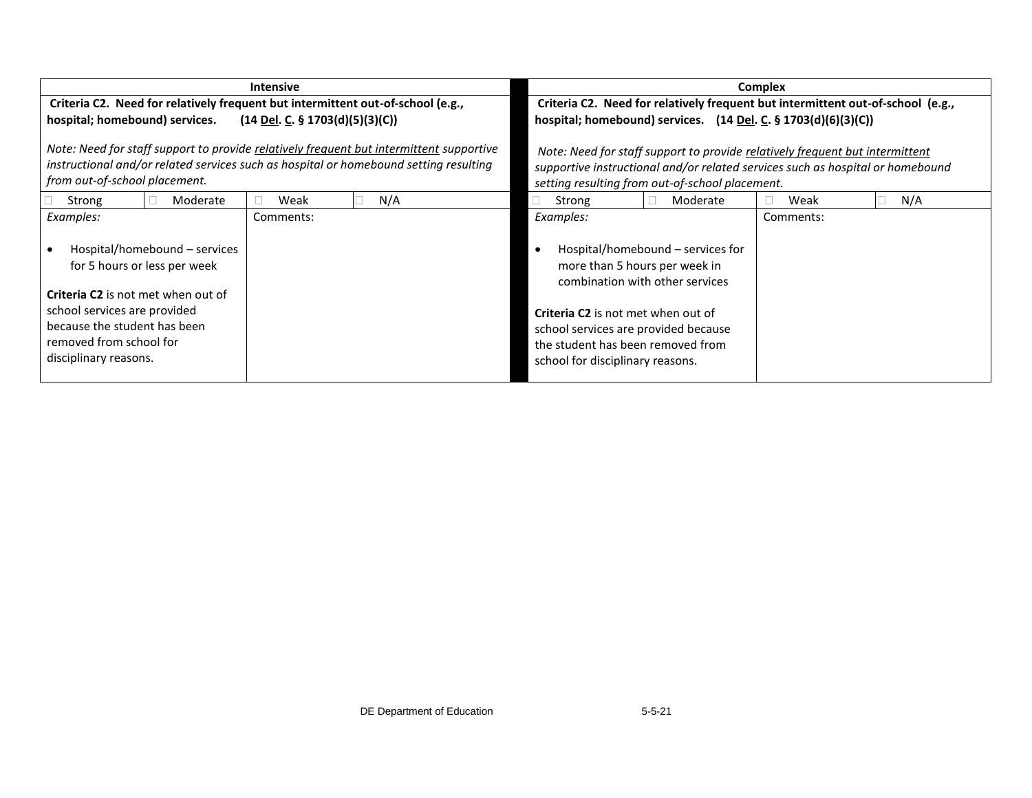| Intensive | | | | Complex | | | |
|---|---|---|---|---|---|---|---|
| **Criteria C2. Need for relatively frequent but intermittent out-of-school (e.g., hospital; homebound) services. (14 Del. C. § 1703(d)(5)(3)(C))** <br><br> *Note: Need for staff support to provide relatively frequent but intermittent supportive instructional and/or related services such as hospital or homebound setting resulting from out-of-school placement.* | | | | **Criteria C2. Need for relatively frequent but intermittent out-of-school (e.g., hospital; homebound) services. (14 Del. C. § 1703(d)(6)(3)(C))** <br><br> *Note: Need for staff support to provide relatively frequent but intermittent supportive instructional and/or related services such as hospital or homebound setting resulting from out-of-school placement.* | | | |
| ☐ Strong | ☐ Moderate | ☐ Weak | ☐ N/A | ☐ Strong | ☐ Moderate | ☐ Weak | ☐ N/A |
| *Examples:* <br><br> • Hospital/homebound – services for 5 hours or less per week <br><br> **Criteria C2** is not met when out of school services are provided because the student has been removed from school for disciplinary reasons. | | Comments: | | *Examples:* <br><br> • Hospital/homebound – services for more than 5 hours per week in combination with other services <br><br> **Criteria C2** is not met when out of school services are provided because the student has been removed from school for disciplinary reasons. | | Comments: | |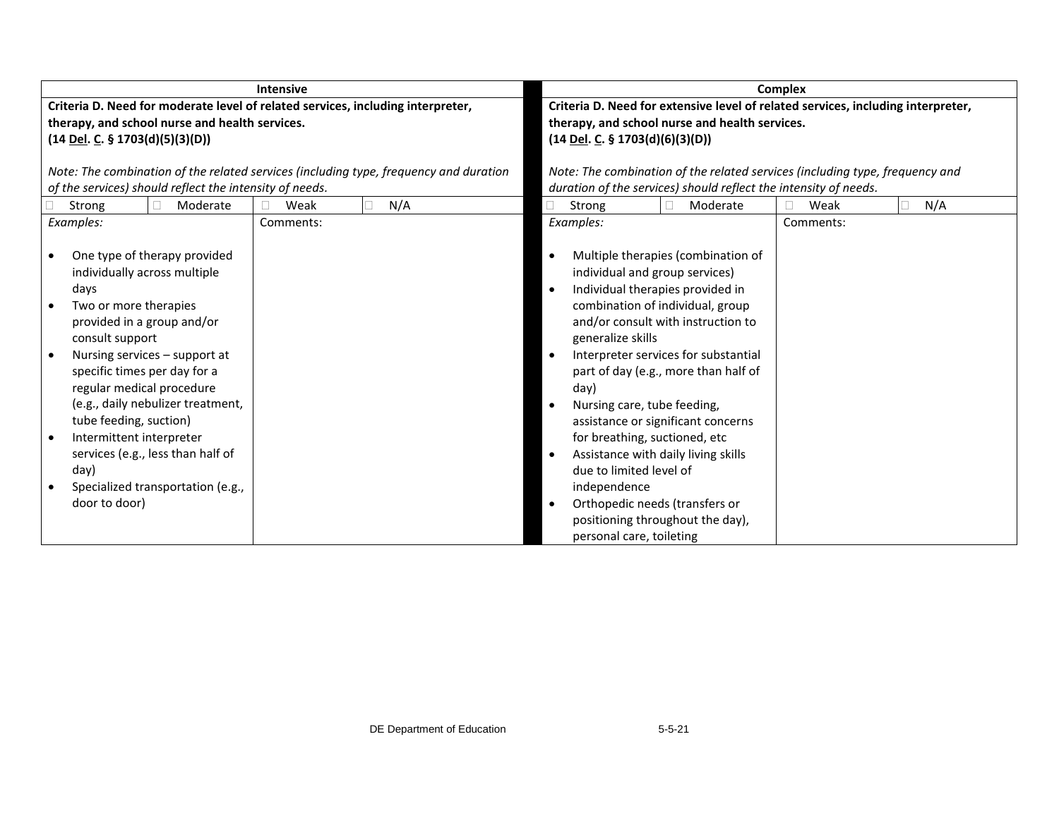| Intensive | | | | Complex | | | |
|---|---|---|---|---|---|---|---|
| **Criteria D. Need for moderate level of related services, including interpreter, therapy, and school nurse and health services. (14 Del. C. § 1703(d)(5)(3)(D))**<br><br>*Note: The combination of the related services (including type, frequency and duration of the services) should reflect the intensity of needs.* | | | | **Criteria D. Need for extensive level of related services, including interpreter, therapy, and school nurse and health services. (14 Del. C. § 1703(d)(6)(3)(D))**<br><br>*Note: The combination of the related services (including type, frequency and duration of the services) should reflect the intensity of needs.* | | | |
| ☐ Strong | ☐ Moderate | ☐ Weak | ☐ N/A | ☐ Strong | ☐ Moderate | ☐ Weak | ☐ N/A |
| *Examples:*<br><br>• One type of therapy provided individually across multiple days<br>• Two or more therapies provided in a group and/or consult support<br>• Nursing services – support at specific times per day for a regular medical procedure (e.g., daily nebulizer treatment, tube feeding, suction)<br>• Intermittent interpreter services (e.g., less than half of day)<br>• Specialized transportation (e.g., door to door) | | Comments: | | *Examples:*<br><br>• Multiple therapies (combination of individual and group services)<br>• Individual therapies provided in combination of individual, group and/or consult with instruction to generalize skills<br>• Interpreter services for substantial part of day (e.g., more than half of day)<br>• Nursing care, tube feeding, assistance or significant concerns for breathing, suctioned, etc<br>• Assistance with daily living skills due to limited level of independence<br>• Orthopedic needs (transfers or positioning throughout the day), personal care, toileting | | Comments: | |

DE Department of Education 5-5-21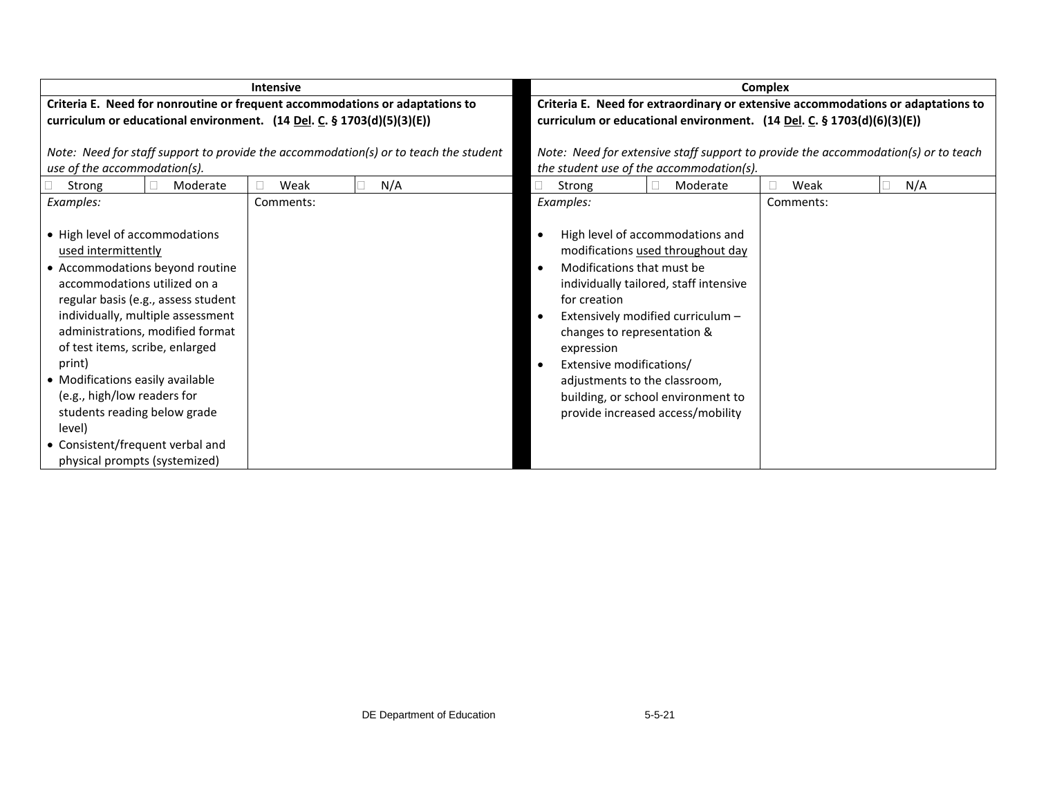| Intensive | | | | Complex | | | |
|---|---|---|---|---|---|---|---|
| **Criteria E. Need for nonroutine or frequent accommodations or adaptations to curriculum or educational environment. (14 Del. C. § 1703(d)(5)(3)(E))**<br><br>*Note: Need for staff support to provide the accommodation(s) or to teach the student use of the accommodation(s).* | | | | **Criteria E. Need for extraordinary or extensive accommodations or adaptations to curriculum or educational environment. (14 Del. C. § 1703(d)(6)(3)(E))**<br><br>*Note: Need for extensive staff support to provide the accommodation(s) or to teach the student use of the accommodation(s).* | | | |
| ☐ Strong | ☐ Moderate | ☐ Weak | ☐ N/A | ☐ Strong | ☐ Moderate | ☐ Weak | ☐ N/A |
| *Examples:*<br><br>• High level of accommodations used intermittently<br>• Accommodations beyond routine accommodations utilized on a regular basis (e.g., assess student individually, multiple assessment administrations, modified format of test items, scribe, enlarged print)<br>• Modifications easily available (e.g., high/low readers for students reading below grade level)<br>• Consistent/frequent verbal and physical prompts (systemized) | | Comments: | | *Examples:*<br><br>• High level of accommodations and modifications used throughout day<br>• Modifications that must be individually tailored, staff intensive for creation<br>• Extensively modified curriculum – changes to representation & expression<br>• Extensive modifications/ adjustments to the classroom, building, or school environment to provide increased access/mobility | | Comments: | |

DE Department of Education 5-5-21